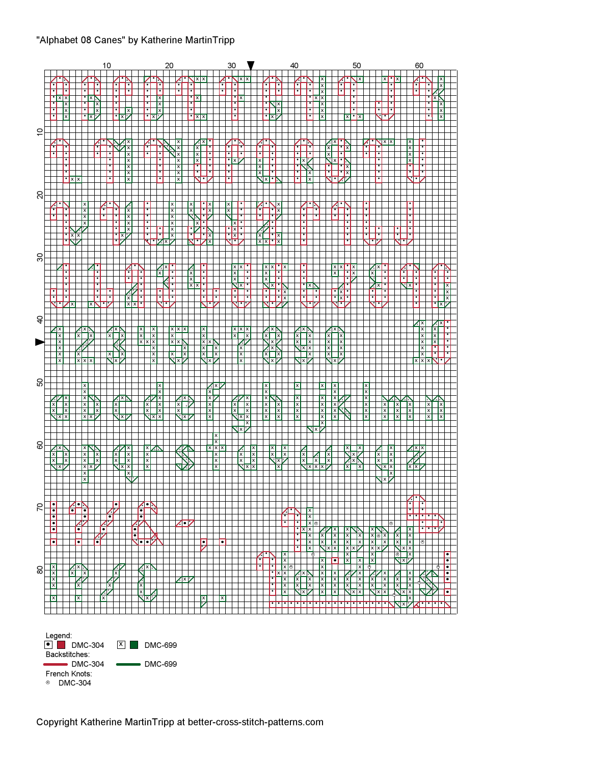"Alphabet 08 Canes" by Katherine MartinTripp

Legend:

- • DMC-304
- x DMC-699

Backstitches:

- DMC-304
- DMC-699

French Knots:

- ⊙ DMC-304

Copyright Katherine MartinTripp at better-cross-stitch-patterns.com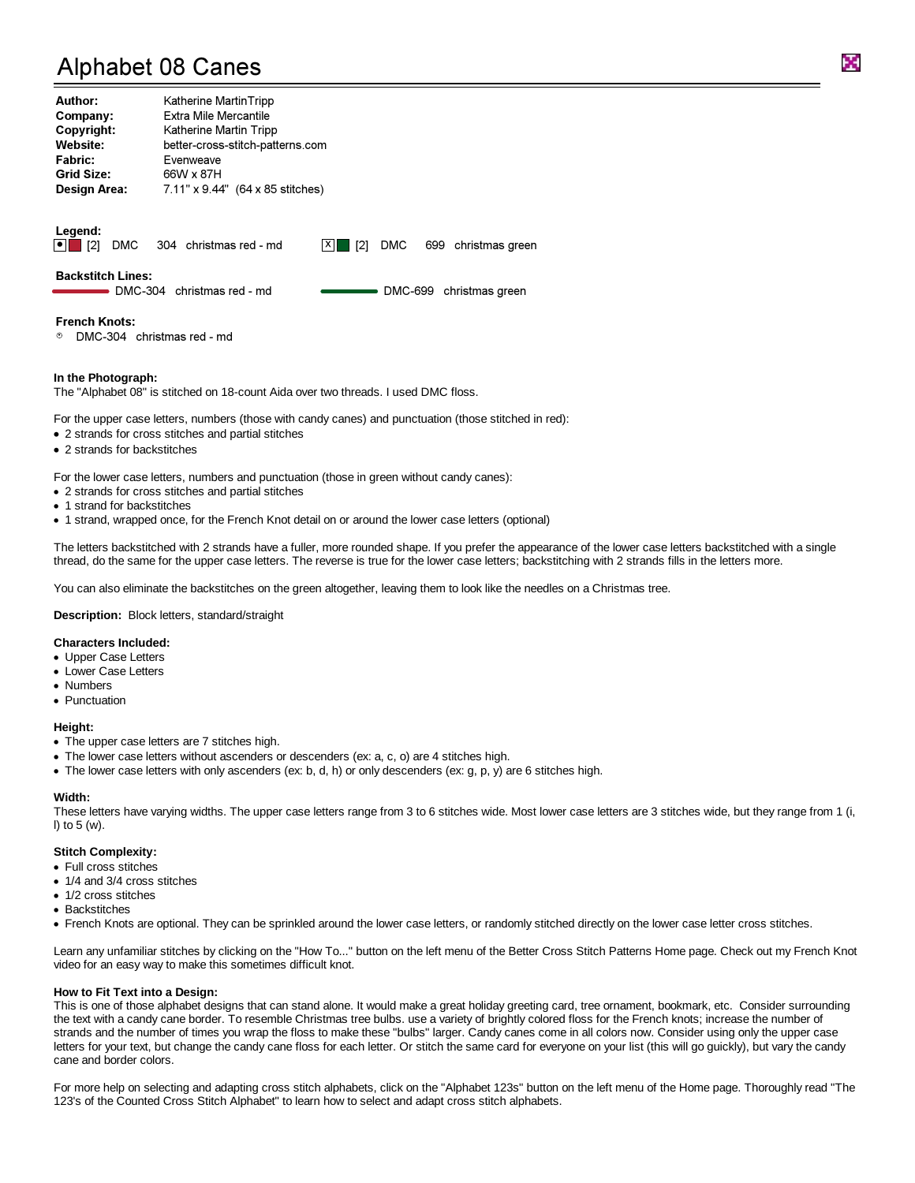# Alphabet 08 Canes

**Author:** Katherine MartinTripp
**Company:** Extra Mile Mercantile
**Copyright:** Katherine Martin Tripp
**Website:** better-cross-stitch-patterns.com
**Fabric:** Evenweave
**Grid Size:** 66W x 87H
**Design Area:** 7.11" x 9.44" (64 x 85 stitches)

**Legend:**

[2] DMC 304 christmas red - md    X [2] DMC 699 christmas green

**Backstitch Lines:**

DMC-304 christmas red - md    DMC-699 christmas green

**French Knots:**

DMC-304 christmas red - md

**In the Photograph:**
The "Alphabet 08" is stitched on 18-count Aida over two threads. I used DMC floss.

For the upper case letters, numbers (those with candy canes) and punctuation (those stitched in red):

- 2 strands for cross stitches and partial stitches
- 2 strands for backstitches

For the lower case letters, numbers and punctuation (those in green without candy canes):

- 2 strands for cross stitches and partial stitches
- 1 strand for backstitches
- 1 strand, wrapped once, for the French Knot detail on or around the lower case letters (optional)

The letters backstitched with 2 strands have a fuller, more rounded shape. If you prefer the appearance of the lower case letters backstitched with a single thread, do the same for the upper case letters. The reverse is true for the lower case letters; backstitching with 2 strands fills in the letters more.

You can also eliminate the backstitches on the green altogether, leaving them to look like the needles on a Christmas tree.

**Description:** Block letters, standard/straight

**Characters Included:**

- Upper Case Letters
- Lower Case Letters
- Numbers
- Punctuation

**Height:**

- The upper case letters are 7 stitches high.
- The lower case letters without ascenders or descenders (ex: a, c, o) are 4 stitches high.
- The lower case letters with only ascenders (ex: b, d, h) or only descenders (ex: g, p, y) are 6 stitches high.

**Width:**
These letters have varying widths. The upper case letters range from 3 to 6 stitches wide. Most lower case letters are 3 stitches wide, but they range from 1 (i, l) to 5 (w).

**Stitch Complexity:**

- Full cross stitches
- 1/4 and 3/4 cross stitches
- 1/2 cross stitches
- Backstitches
- French Knots are optional. They can be sprinkled around the lower case letters, or randomly stitched directly on the lower case letter cross stitches.

Learn any unfamiliar stitches by clicking on the "How To..." button on the left menu of the Better Cross Stitch Patterns Home page. Check out my French Knot video for an easy way to make this sometimes difficult knot.

**How to Fit Text into a Design:**
This is one of those alphabet designs that can stand alone. It would make a great holiday greeting card, tree ornament, bookmark, etc. Consider surrounding the text with a candy cane border. To resemble Christmas tree bulbs. use a variety of brightly colored floss for the French knots; increase the number of strands and the number of times you wrap the floss to make these "bulbs" larger. Candy canes come in all colors now. Consider using only the upper case letters for your text, but change the candy cane floss for each letter. Or stitch the same card for everyone on your list (this will go guickly), but vary the candy cane and border colors.

For more help on selecting and adapting cross stitch alphabets, click on the "Alphabet 123s" button on the left menu of the Home page. Thoroughly read "The 123's of the Counted Cross Stitch Alphabet" to learn how to select and adapt cross stitch alphabets.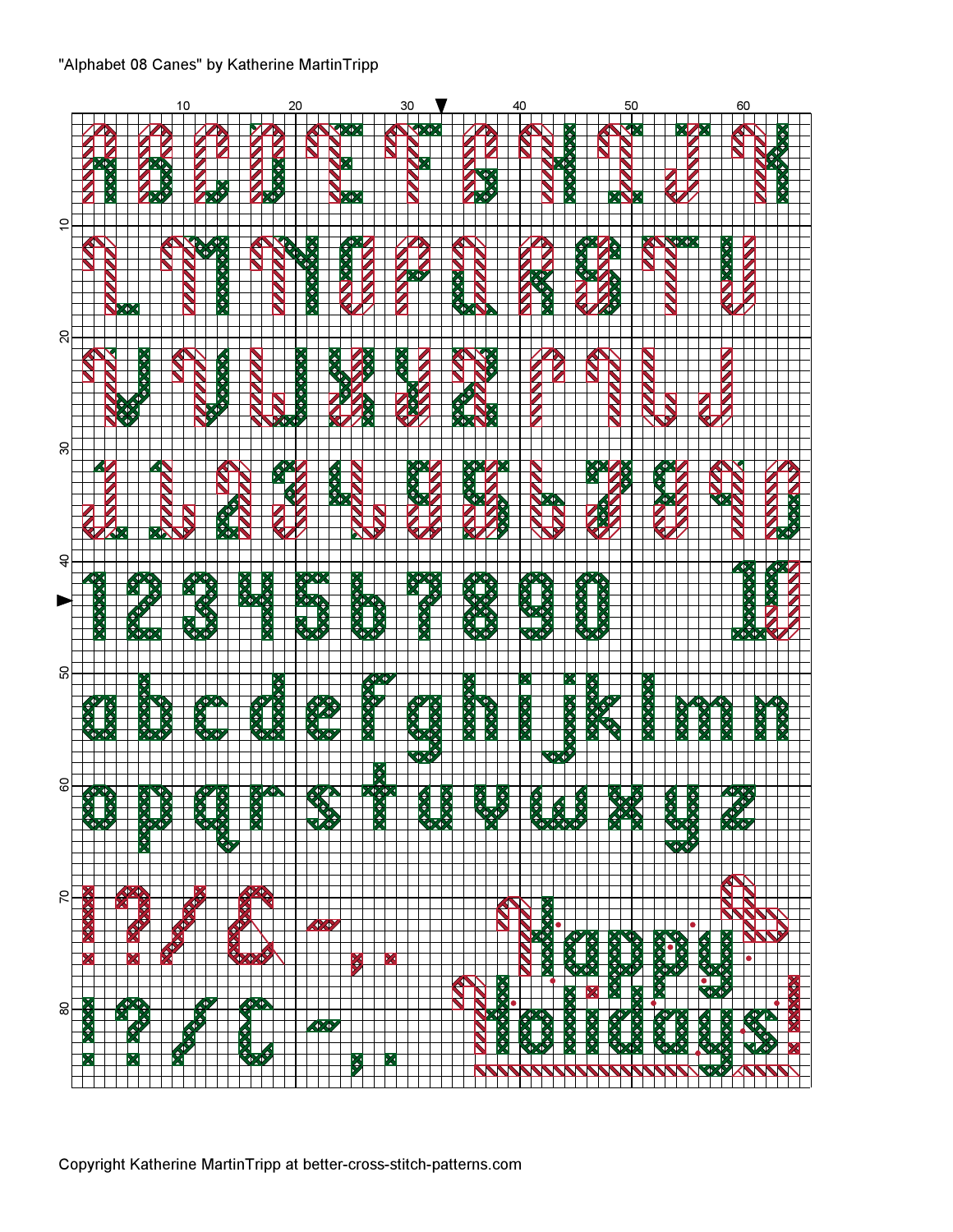"Alphabet 08 Canes" by Katherine MartinTripp

10
20
30
40
50
60

10
20
30
40
50
60
70
80

Copyright Katherine MartinTripp at better-cross-stitch-patterns.com